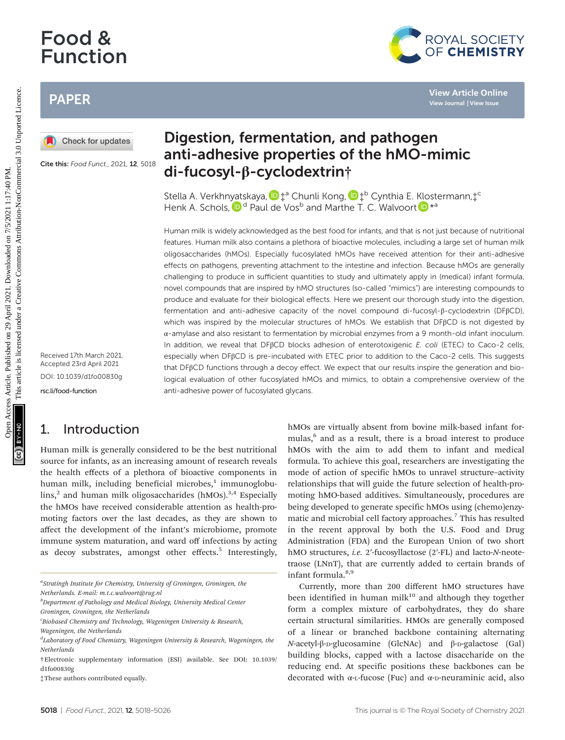# Digestion, fermentation, and pathogen anti-adhesive properties of the hMO-mimic di-fucosyl-β-cyclodextrin†

Stella A. Verkhnyatskaya, ‡[a] Chunli Kong, ‡[b] Cynthia E. Klostermann,‡[c] Henk A. Schols, [d] Paul de Vos[b] and Marthe T. C. Walvoort *[a]

Cite this: *Food Funct.*, 2021, **12**, 5018

Received 17th March 2021, Accepted 23rd April 2021

DOI: 10.1039/d1fo00830g

rsc.li/food-function

Human milk is widely acknowledged as the best food for infants, and that is not just because of nutritional features. Human milk also contains a plethora of bioactive molecules, including a large set of human milk oligosaccharides (hMOs). Especially fucosylated hMOs have received attention for their anti-adhesive effects on pathogens, preventing attachment to the intestine and infection. Because hMOs are generally challenging to produce in sufficient quantities to study and ultimately apply in (medical) infant formula, novel compounds that are inspired by hMO structures (so-called "mimics") are interesting compounds to produce and evaluate for their biological effects. Here we present our thorough study into the digestion, fermentation and anti-adhesive capacity of the novel compound di-fucosyl-β-cyclodextrin (DFβCD), which was inspired by the molecular structures of hMOs. We establish that DFβCD is not digested by α-amylase and also resistant to fermentation by microbial enzymes from a 9 month-old infant inoculum. In addition, we reveal that DFβCD blocks adhesion of enterotoxigenic *E. coli* (ETEC) to Caco-2 cells, especially when DFβCD is pre-incubated with ETEC prior to addition to the Caco-2 cells. This suggests that DFβCD functions through a decoy effect. We expect that our results inspire the generation and biological evaluation of other fucosylated hMOs and mimics, to obtain a comprehensive overview of the anti-adhesive power of fucosylated glycans.

## 1. Introduction

Human milk is generally considered to be the best nutritional source for infants, as an increasing amount of research reveals the health effects of a plethora of bioactive components in human milk, including beneficial microbes,[1] immunoglobulins,[2] and human milk oligosaccharides (hMOs).[3,4] Especially the hMOs have received considerable attention as health-promoting factors over the last decades, as they are shown to affect the development of the infant's microbiome, promote immune system maturation, and ward off infections by acting as decoy substrates, amongst other effects.[5] Interestingly, hMOs are virtually absent from bovine milk-based infant formulas,[6] and as a result, there is a broad interest to produce hMOs with the aim to add them to infant and medical formula. To achieve this goal, researchers are investigating the mode of action of specific hMOs to unravel structure–activity relationships that will guide the future selection of health-promoting hMO-based additives. Simultaneously, procedures are being developed to generate specific hMOs using (chemo)enzymatic and microbial cell factory approaches.[7] This has resulted in the recent approval by both the U.S. Food and Drug Administration (FDA) and the European Union of two short hMO structures, *i.e.* 2′-fucosyllactose (2′-FL) and lacto-*N*-neotetraose (LNnT), that are currently added to certain brands of infant formula.[8,9]

Currently, more than 200 different hMO structures have been identified in human milk[10] and although they together form a complex mixture of carbohydrates, they do share certain structural similarities. HMOs are generally composed of a linear or branched backbone containing alternating *N*-acetyl-β-D-glucosamine (GlcNAc) and β-D-galactose (Gal) building blocks, capped with a lactose disaccharide on the reducing end. At specific positions these backbones can be decorated with α-L-fucose (Fuc) and α-D-neuraminic acid, also

---

[a] Stratingh Institute for Chemistry, University of Groningen, Groningen, the Netherlands. E-mail: m.t.c.walvoort@rug.nl

[b] Department of Pathology and Medical Biology, University Medical Center Groningen, Groningen, the Netherlands

[c] Biobased Chemistry and Technology, Wageningen University & Research, Wageningen, the Netherlands

[d] Laboratory of Food Chemistry, Wageningen University & Research, Wageningen, the Netherlands

† Electronic supplementary information (ESI) available. See DOI: 10.1039/d1fo00830g

‡ These authors contributed equally.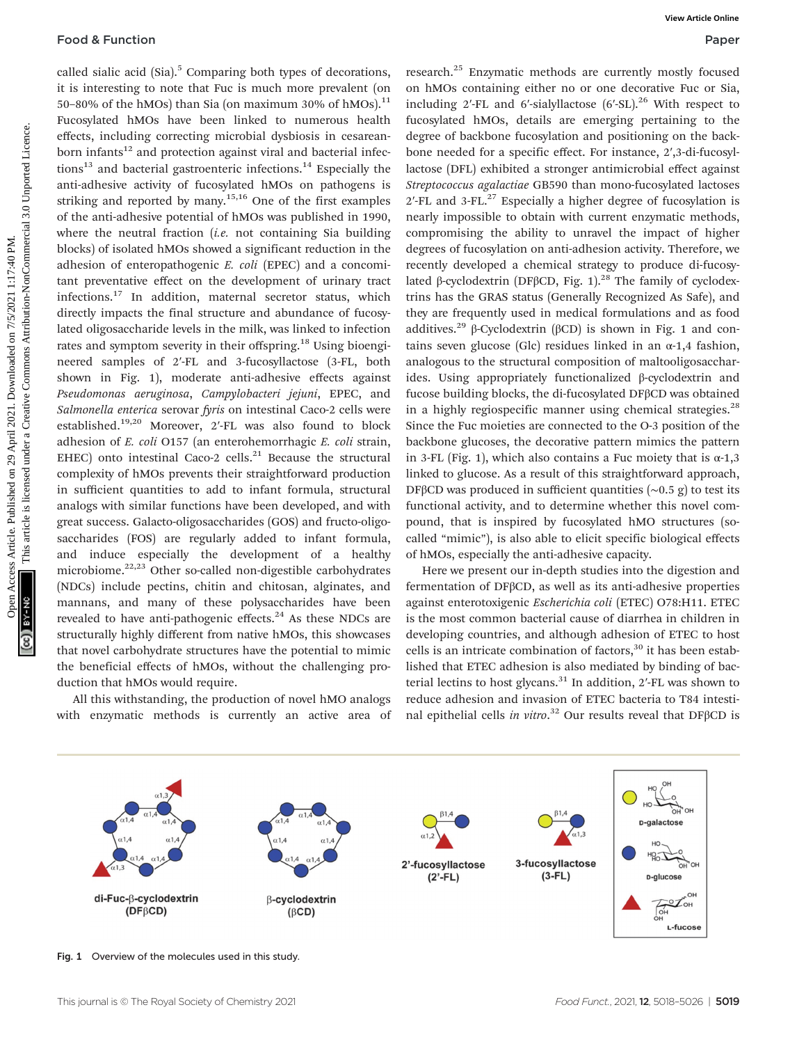called sialic acid (Sia).[5] Comparing both types of decorations, it is interesting to note that Fuc is much more prevalent (on 50–80% of the hMOs) than Sia (on maximum 30% of hMOs).[11] Fucosylated hMOs have been linked to numerous health effects, including correcting microbial dysbiosis in cesarean-born infants[12] and protection against viral and bacterial infections[13] and bacterial gastroenteric infections.[14] Especially the anti-adhesive activity of fucosylated hMOs on pathogens is striking and reported by many.[15,16] One of the first examples of the anti-adhesive potential of hMOs was published in 1990, where the neutral fraction (*i.e.* not containing Sia building blocks) of isolated hMOs showed a significant reduction in the adhesion of enteropathogenic *E. coli* (EPEC) and a concomitant preventative effect on the development of urinary tract infections.[17] In addition, maternal secretor status, which directly impacts the final structure and abundance of fucosylated oligosaccharide levels in the milk, was linked to infection rates and symptom severity in their offspring.[18] Using bioengineered samples of 2′-FL and 3-fucosyllactose (3-FL, both shown in Fig. 1), moderate anti-adhesive effects against *Pseudomonas aeruginosa*, *Campylobacteri jejuni*, EPEC, and *Salmonella enterica* serovar *fyris* on intestinal Caco-2 cells were established.[19,20] Moreover, 2′-FL was also found to block adhesion of *E. coli* O157 (an enterohemorrhagic *E. coli* strain, EHEC) onto intestinal Caco-2 cells.[21] Because the structural complexity of hMOs prevents their straightforward production in sufficient quantities to add to infant formula, structural analogs with similar functions have been developed, and with great success. Galacto-oligosaccharides (GOS) and fructo-oligosaccharides (FOS) are regularly added to infant formula, and induce especially the development of a healthy microbiome.[22,23] Other so-called non-digestible carbohydrates (NDCs) include pectins, chitin and chitosan, alginates, and mannans, and many of these polysaccharides have been revealed to have anti-pathogenic effects.[24] As these NDCs are structurally highly different from native hMOs, this showcases that novel carbohydrate structures have the potential to mimic the beneficial effects of hMOs, without the challenging production that hMOs would require.

All this withstanding, the production of novel hMO analogs with enzymatic methods is currently an active area of research.[25] Enzymatic methods are currently mostly focused on hMOs containing either no or one decorative Fuc or Sia, including 2′-FL and 6′-sialyllactose (6′-SL).[26] With respect to the fucosylated hMOs, details are emerging pertaining to the degree of backbone fucosylation and positioning on the backbone needed for a specific effect. For instance, 2′,3-di-fucosyllactose (DFL) exhibited a stronger antimicrobial effect against *Streptococcus agalactiae* GB590 than mono-fucosylated lactoses 2′-FL and 3-FL.[27] Especially a higher degree of fucosylation is nearly impossible to obtain with current enzymatic methods, compromising the ability to unravel the impact of higher degrees of fucosylation on anti-adhesion activity. Therefore, we recently developed a chemical strategy to produce di-fucosylated β-cyclodextrin (DFβCD, Fig. 1).[28] The family of cyclodextrins has the GRAS status (Generally Recognized As Safe), and they are frequently used in medical formulations and as food additives.[29] β-Cyclodextrin (βCD) is shown in Fig. 1 and contains seven glucose (Glc) residues linked in an α-1,4 fashion, analogous to the structural composition of maltooligosaccharides. Using appropriately functionalized β-cyclodextrin and fucose building blocks, the di-fucosylated DFβCD was obtained in a highly regiospecific manner using chemical strategies.[28] Since the Fuc moieties are connected to the O-3 position of the backbone glucoses, the decorative pattern mimics the pattern in 3-FL (Fig. 1), which also contains a Fuc moiety that is α-1,3 linked to glucose. As a result of this straightforward approach, DFβCD was produced in sufficient quantities (~0.5 g) to test its functional activity, and to determine whether this novel compound, that is inspired by fucosylated hMO structures (so-called "mimic"), is also able to elicit specific biological effects of hMOs, especially the anti-adhesive capacity.

Here we present our in-depth studies into the digestion and fermentation of DFβCD, as well as its anti-adhesive properties against enterotoxigenic *Escherichia coli* (ETEC) O78:H11. ETEC is the most common bacterial cause of diarrhea in children in developing countries, and although adhesion of ETEC to host cells is an intricate combination of factors,[30] it has been established that ETEC adhesion is also mediated by binding of bacterial lectins to host glycans.[31] In addition, 2′-FL was shown to reduce adhesion and invasion of ETEC bacteria to T84 intestinal epithelial cells *in vitro*.[32] Our results reveal that DFβCD is

Fig. 1 Overview of the molecules used in this study.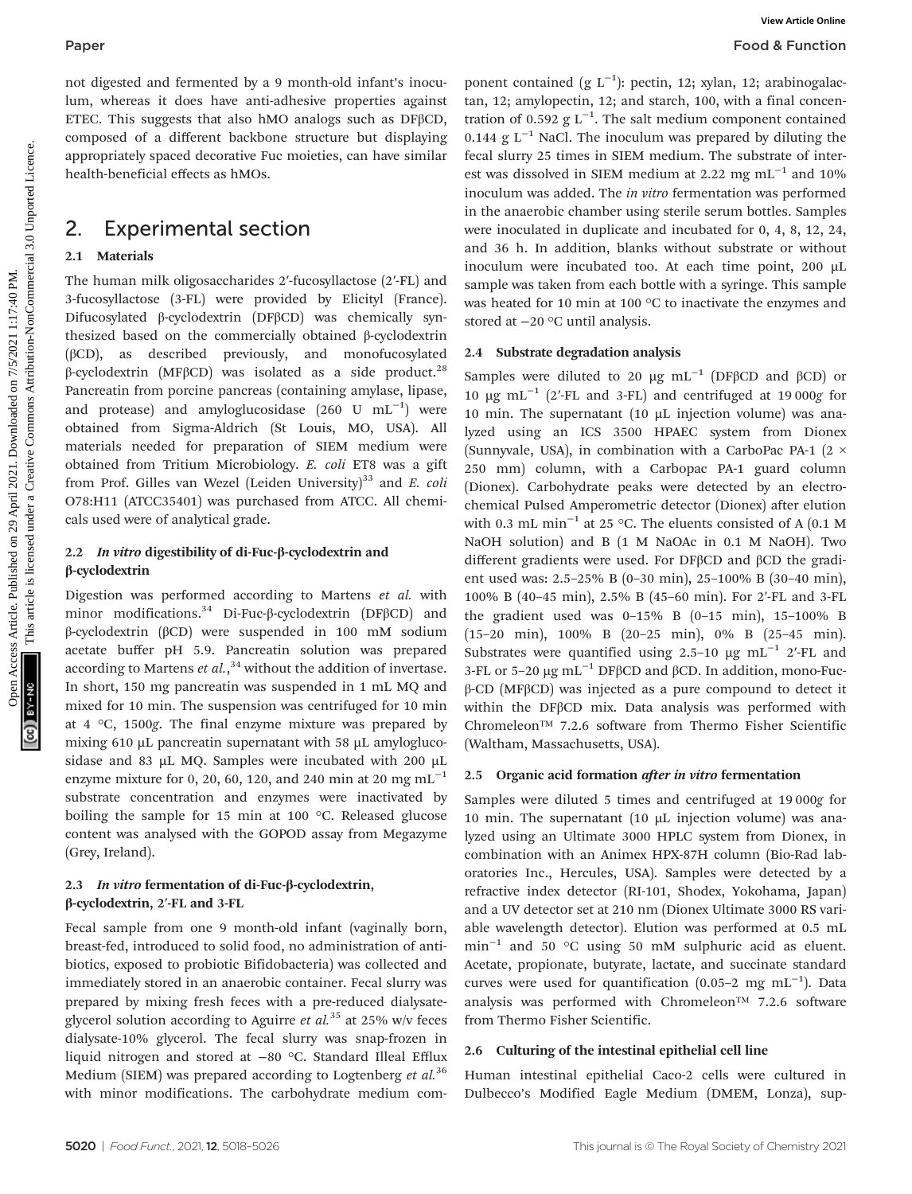not digested and fermented by a 9 month-old infant's inoculum, whereas it does have anti-adhesive properties against ETEC. This suggests that also hMO analogs such as DFβCD, composed of a different backbone structure but displaying appropriately spaced decorative Fuc moieties, can have similar health-beneficial effects as hMOs.

## 2. Experimental section

### 2.1 Materials

The human milk oligosaccharides 2′-fucosyllactose (2′-FL) and 3-fucosyllactose (3-FL) were provided by Elicityl (France). Difucosylated β-cyclodextrin (DFβCD) was chemically synthesized based on the commercially obtained β-cyclodextrin (βCD), as described previously, and monofucosylated β-cyclodextrin (MFβCD) was isolated as a side product.[28] Pancreatin from porcine pancreas (containing amylase, lipase, and protease) and amyloglucosidase (260 U $mL^{-1}$) were obtained from Sigma-Aldrich (St Louis, MO, USA). All materials needed for preparation of SIEM medium were obtained from Tritium Microbiology. *E. coli* ET8 was a gift from Prof. Gilles van Wezel (Leiden University)[33] and *E. coli* O78:H11 (ATCC35401) was purchased from ATCC. All chemicals used were of analytical grade.

### 2.2 *In vitro* digestibility of di-Fuc-β-cyclodextrin and β-cyclodextrin

Digestion was performed according to Martens *et al.* with minor modifications.[34] Di-Fuc-β-cyclodextrin (DFβCD) and β-cyclodextrin (βCD) were suspended in 100 mM sodium acetate buffer pH 5.9. Pancreatin solution was prepared according to Martens *et al.*,[34] without the addition of invertase. In short, 150 mg pancreatin was suspended in 1 mL MQ and mixed for 10 min. The suspension was centrifuged for 10 min at 4 °C, 1500*g*. The final enzyme mixture was prepared by mixing 610 μL pancreatin supernatant with 58 μL amyloglucosidase and 83 μL MQ. Samples were incubated with 200 μL enzyme mixture for 0, 20, 60, 120, and 240 min at 20 mg $mL^{-1}$ substrate concentration and enzymes were inactivated by boiling the sample for 15 min at 100 °C. Released glucose content was analysed with the GOPOD assay from Megazyme (Grey, Ireland).

### 2.3 *In vitro* fermentation of di-Fuc-β-cyclodextrin, β-cyclodextrin, 2′-FL and 3-FL

Fecal sample from one 9 month-old infant (vaginally born, breast-fed, introduced to solid food, no administration of antibiotics, exposed to probiotic Bifidobacteria) was collected and immediately stored in an anaerobic container. Fecal slurry was prepared by mixing fresh feces with a pre-reduced dialysate-glycerol solution according to Aguirre *et al.*[35] at 25% w/v feces dialysate-10% glycerol. The fecal slurry was snap-frozen in liquid nitrogen and stored at −80 °C. Standard Illeal Efflux Medium (SIEM) was prepared according to Logtenberg *et al.*[36] with minor modifications. The carbohydrate medium component contained (g $L^{-1}$): pectin, 12; xylan, 12; arabinogalactan, 12; amylopectin, 12; and starch, 100, with a final concentration of 0.592 g $L^{-1}$. The salt medium component contained 0.144 g $L^{-1}$ NaCl. The inoculum was prepared by diluting the fecal slurry 25 times in SIEM medium. The substrate of interest was dissolved in SIEM medium at 2.22 mg $mL^{-1}$ and 10% inoculum was added. The *in vitro* fermentation was performed in the anaerobic chamber using sterile serum bottles. Samples were inoculated in duplicate and incubated for 0, 4, 8, 12, 24, and 36 h. In addition, blanks without substrate or without inoculum were incubated too. At each time point, 200 μL sample was taken from each bottle with a syringe. This sample was heated for 10 min at 100 °C to inactivate the enzymes and stored at −20 °C until analysis.

### 2.4 Substrate degradation analysis

Samples were diluted to 20 μg $mL^{-1}$ (DFβCD and βCD) or 10 μg $mL^{-1}$ (2′-FL and 3-FL) and centrifuged at 19 000*g* for 10 min. The supernatant (10 μL injection volume) was analyzed using an ICS 3500 HPAEC system from Dionex (Sunnyvale, USA), in combination with a CarboPac PA-1 (2 × 250 mm) column, with a Carbopac PA-1 guard column (Dionex). Carbohydrate peaks were detected by an electrochemical Pulsed Amperometric detector (Dionex) after elution with 0.3 mL $min^{-1}$ at 25 °C. The eluents consisted of A (0.1 M NaOH solution) and B (1 M NaOAc in 0.1 M NaOH). Two different gradients were used. For DFβCD and βCD the gradient used was: 2.5–25% B (0–30 min), 25–100% B (30–40 min), 100% B (40–45 min), 2.5% B (45–60 min). For 2′-FL and 3-FL the gradient used was 0–15% B (0–15 min), 15–100% B (15–20 min), 100% B (20–25 min), 0% B (25–45 min). Substrates were quantified using 2.5–10 μg $mL^{-1}$ 2′-FL and 3-FL or 5–20 μg $mL^{-1}$ DFβCD and βCD. In addition, mono-Fuc-β-CD (MFβCD) was injected as a pure compound to detect it within the DFβCD mix. Data analysis was performed with Chromeleon™ 7.2.6 software from Thermo Fisher Scientific (Waltham, Massachusetts, USA).

### 2.5 Organic acid formation *after in vitro* fermentation

Samples were diluted 5 times and centrifuged at 19 000*g* for 10 min. The supernatant (10 μL injection volume) was analyzed using an Ultimate 3000 HPLC system from Dionex, in combination with an Animex HPX-87H column (Bio-Rad laboratories Inc., Hercules, USA). Samples were detected by a refractive index detector (RI-101, Shodex, Yokohama, Japan) and a UV detector set at 210 nm (Dionex Ultimate 3000 RS variable wavelength detector). Elution was performed at 0.5 mL $min^{-1}$ and 50 °C using 50 mM sulphuric acid as eluent. Acetate, propionate, butyrate, lactate, and succinate standard curves were used for quantification (0.05–2 mg $mL^{-1}$). Data analysis was performed with Chromeleon™ 7.2.6 software from Thermo Fisher Scientific.

### 2.6 Culturing of the intestinal epithelial cell line

Human intestinal epithelial Caco-2 cells were cultured in Dulbecco's Modified Eagle Medium (DMEM, Lonza), sup-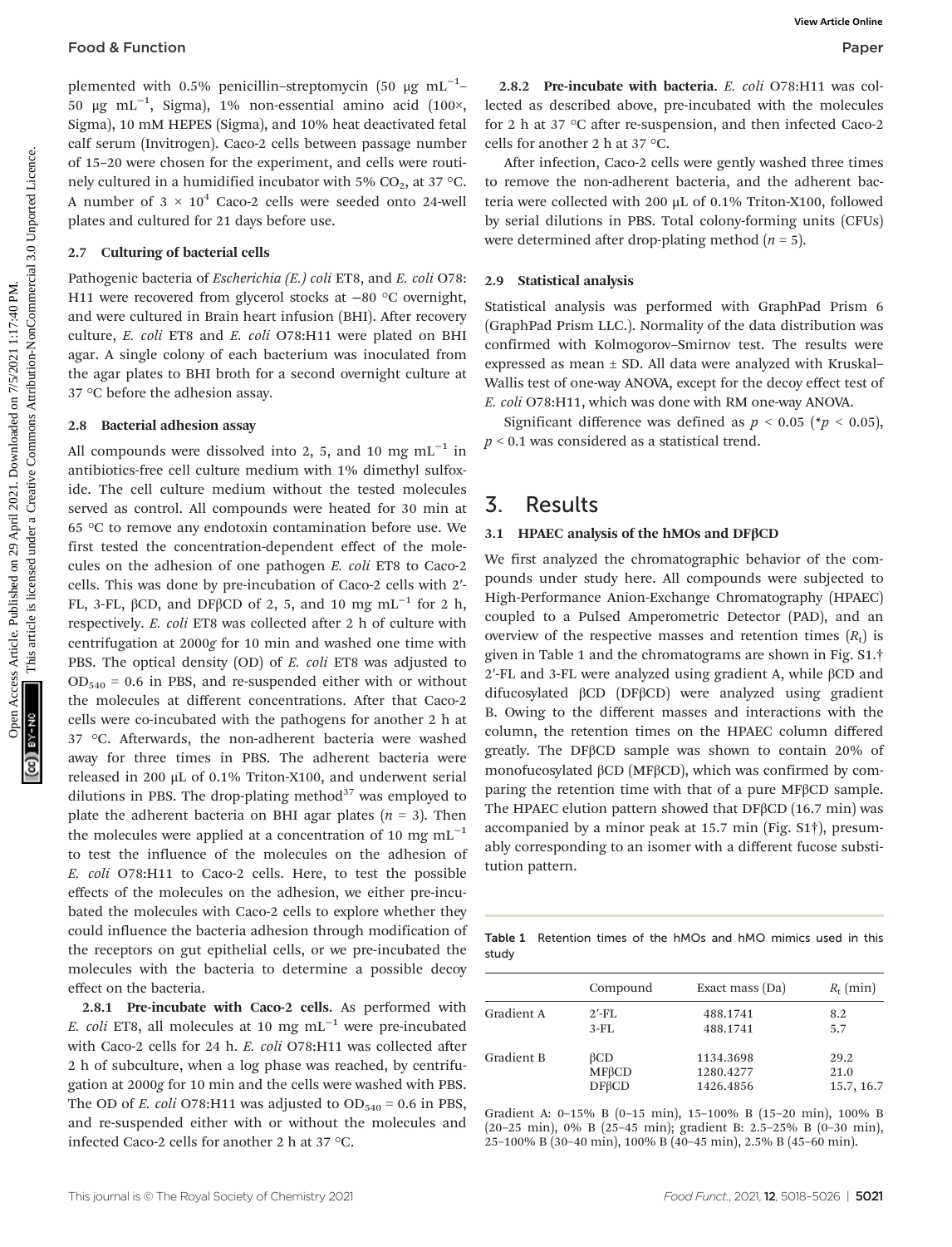plemented with 0.5% penicillin–streptomycin (50 μg $mL^{-1}$–50 μg $mL^{-1}$, Sigma), 1% non-essential amino acid (100×, Sigma), 10 mM HEPES (Sigma), and 10% heat deactivated fetal calf serum (Invitrogen). Caco-2 cells between passage number of 15–20 were chosen for the experiment, and cells were routinely cultured in a humidified incubator with 5% $CO_2$, at 37 °C. A number of $3 \times 10^4$ Caco-2 cells were seeded onto 24-well plates and cultured for 21 days before use.

### 2.7 Culturing of bacterial cells

Pathogenic bacteria of *Escherichia (E.) coli* ET8, and *E. coli* O78:H11 were recovered from glycerol stocks at −80 °C overnight, and were cultured in Brain heart infusion (BHI). After recovery culture, *E. coli* ET8 and *E. coli* O78:H11 were plated on BHI agar. A single colony of each bacterium was inoculated from the agar plates to BHI broth for a second overnight culture at 37 °C before the adhesion assay.

### 2.8 Bacterial adhesion assay

All compounds were dissolved into 2, 5, and 10 mg $mL^{-1}$ in antibiotics-free cell culture medium with 1% dimethyl sulfoxide. The cell culture medium without the tested molecules served as control. All compounds were heated for 30 min at 65 °C to remove any endotoxin contamination before use. We first tested the concentration-dependent effect of the molecules on the adhesion of one pathogen *E. coli* ET8 to Caco-2 cells. This was done by pre-incubation of Caco-2 cells with 2′-FL, 3-FL, βCD, and DFβCD of 2, 5, and 10 mg $mL^{-1}$ for 2 h, respectively. *E. coli* ET8 was collected after 2 h of culture with centrifugation at 2000*g* for 10 min and washed one time with PBS. The optical density (OD) of *E. coli* ET8 was adjusted to $OD_{540}$ = 0.6 in PBS, and re-suspended either with or without the molecules at different concentrations. After that Caco-2 cells were co-incubated with the pathogens for another 2 h at 37 °C. Afterwards, the non-adherent bacteria were washed away for three times in PBS. The adherent bacteria were released in 200 μL of 0.1% Triton-X100, and underwent serial dilutions in PBS. The drop-plating method[37] was employed to plate the adherent bacteria on BHI agar plates ($n$ = 3). Then the molecules were applied at a concentration of 10 mg $mL^{-1}$ to test the influence of the molecules on the adhesion of *E. coli* O78:H11 to Caco-2 cells. Here, to test the possible effects of the molecules on the adhesion, we either pre-incubated the molecules with Caco-2 cells to explore whether they could influence the bacteria adhesion through modification of the receptors on gut epithelial cells, or we pre-incubated the molecules with the bacteria to determine a possible decoy effect on the bacteria.

**2.8.1 Pre-incubate with Caco-2 cells.** As performed with *E. coli* ET8, all molecules at 10 mg $mL^{-1}$ were pre-incubated with Caco-2 cells for 24 h. *E. coli* O78:H11 was collected after 2 h of subculture, when a log phase was reached, by centrifugation at 2000*g* for 10 min and the cells were washed with PBS. The OD of *E. coli* O78:H11 was adjusted to $OD_{540}$ = 0.6 in PBS, and re-suspended either with or without the molecules and infected Caco-2 cells for another 2 h at 37 °C.

**2.8.2 Pre-incubate with bacteria.** *E. coli* O78:H11 was collected as described above, pre-incubated with the molecules for 2 h at 37 °C after re-suspension, and then infected Caco-2 cells for another 2 h at 37 °C.

After infection, Caco-2 cells were gently washed three times to remove the non-adherent bacteria, and the adherent bacteria were collected with 200 μL of 0.1% Triton-X100, followed by serial dilutions in PBS. Total colony-forming units (CFUs) were determined after drop-plating method ($n$ = 5).

### 2.9 Statistical analysis

Statistical analysis was performed with GraphPad Prism 6 (GraphPad Prism LLC.). Normality of the data distribution was confirmed with Kolmogorov–Smirnov test. The results were expressed as mean ± SD. All data were analyzed with Kruskal–Wallis test of one-way ANOVA, except for the decoy effect test of *E. coli* O78:H11, which was done with RM one-way ANOVA.

Significant difference was defined as $p < 0.05$ (\*$p < 0.05$), $p < 0.1$ was considered as a statistical trend.

## 3. Results

### 3.1 HPAEC analysis of the hMOs and DFβCD

We first analyzed the chromatographic behavior of the compounds under study here. All compounds were subjected to High-Performance Anion-Exchange Chromatography (HPAEC) coupled to a Pulsed Amperometric Detector (PAD), and an overview of the respective masses and retention times ($R_t$) is given in Table 1 and the chromatograms are shown in Fig. S1.† 2′-FL and 3-FL were analyzed using gradient A, while βCD and difucosylated βCD (DFβCD) were analyzed using gradient B. Owing to the different masses and interactions with the column, the retention times on the HPAEC column differed greatly. The DFβCD sample was shown to contain 20% of monofucosylated βCD (MFβCD), which was confirmed by comparing the retention time with that of a pure MFβCD sample. The HPAEC elution pattern showed that DFβCD (16.7 min) was accompanied by a minor peak at 15.7 min (Fig. S1†), presumably corresponding to an isomer with a different fucose substitution pattern.

Table 1 Retention times of the hMOs and hMO mimics used in this study

| | Compound | Exact mass (Da) | $R_t$ (min) |
|---|---|---|---|
| Gradient A | 2′-FL | 488.1741 | 8.2 |
| | 3-FL | 488.1741 | 5.7 |
| Gradient B | βCD | 1134.3698 | 29.2 |
| | MFβCD | 1280.4277 | 21.0 |
| | DFβCD | 1426.4856 | 15.7, 16.7 |

Gradient A: 0–15% B (0–15 min), 15–100% B (15–20 min), 100% B (20–25 min), 0% B (25–45 min); gradient B: 2.5–25% B (0–30 min), 25–100% B (30–40 min), 100% B (40–45 min), 2.5% B (45–60 min).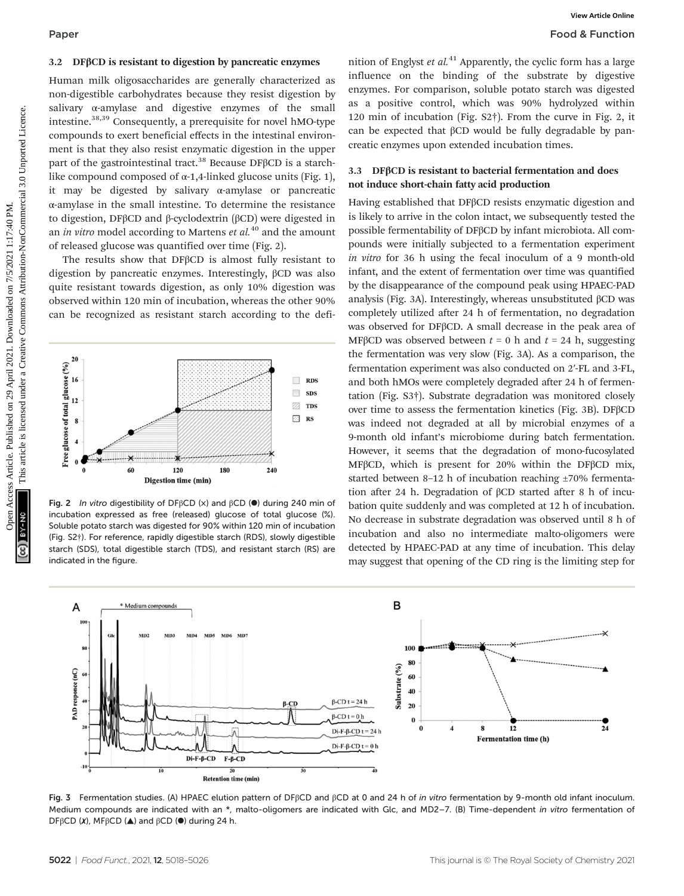### 3.2 DFβCD is resistant to digestion by pancreatic enzymes

Human milk oligosaccharides are generally characterized as non-digestible carbohydrates because they resist digestion by salivary α-amylase and digestive enzymes of the small intestine.[38,39] Consequently, a prerequisite for novel hMO-type compounds to exert beneficial effects in the intestinal environment is that they also resist enzymatic digestion in the upper part of the gastrointestinal tract.[38] Because DFβCD is a starch-like compound composed of α-1,4-linked glucose units (Fig. 1), it may be digested by salivary α-amylase or pancreatic α-amylase in the small intestine. To determine the resistance to digestion, DFβCD and β-cyclodextrin (βCD) were digested in an *in vitro* model according to Martens *et al.*[40] and the amount of released glucose was quantified over time (Fig. 2).

The results show that DFβCD is almost fully resistant to digestion by pancreatic enzymes. Interestingly, βCD was also quite resistant towards digestion, as only 10% digestion was observed within 120 min of incubation, whereas the other 90% can be recognized as resistant starch according to the definition of Englyst *et al.*[41] Apparently, the cyclic form has a large influence on the binding of the substrate by digestive enzymes. For comparison, soluble potato starch was digested as a positive control, which was 90% hydrolyzed within 120 min of incubation (Fig. S2†). From the curve in Fig. 2, it can be expected that βCD would be fully degradable by pancreatic enzymes upon extended incubation times.

Fig. 2 *In vitro* digestibility of DFβCD (×) and βCD (●) during 240 min of incubation expressed as free (released) glucose of total glucose (%). Soluble potato starch was digested for 90% within 120 min of incubation (Fig. S2†). For reference, rapidly digestible starch (RDS), slowly digestible starch (SDS), total digestible starch (TDS), and resistant starch (RS) are indicated in the figure.

### 3.3 DFβCD is resistant to bacterial fermentation and does not induce short-chain fatty acid production

Having established that DFβCD resists enzymatic digestion and is likely to arrive in the colon intact, we subsequently tested the possible fermentability of DFβCD by infant microbiota. All compounds were initially subjected to a fermentation experiment *in vitro* for 36 h using the fecal inoculum of a 9 month-old infant, and the extent of fermentation over time was quantified by the disappearance of the compound peak using HPAEC-PAD analysis (Fig. 3A). Interestingly, whereas unsubstituted βCD was completely utilized after 24 h of fermentation, no degradation was observed for DFβCD. A small decrease in the peak area of MFβCD was observed between $t = 0$ h and $t = 24$ h, suggesting the fermentation was very slow (Fig. 3A). As a comparison, the fermentation experiment was also conducted on 2′-FL and 3-FL, and both hMOs were completely degraded after 24 h of fermentation (Fig. S3†). Substrate degradation was monitored closely over time to assess the fermentation kinetics (Fig. 3B). DFβCD was indeed not degraded at all by microbial enzymes of a 9-month old infant's microbiome during batch fermentation. However, it seems that the degradation of mono-fucosylated MFβCD, which is present for 20% within the DFβCD mix, started between 8–12 h of incubation reaching ±70% fermentation after 24 h. Degradation of βCD started after 8 h of incubation quite suddenly and was completed at 12 h of incubation. No decrease in substrate degradation was observed until 8 h of incubation and also no intermediate malto-oligomers were detected by HPAEC-PAD at any time of incubation. This delay may suggest that opening of the CD ring is the limiting step for

Fig. 3 Fermentation studies. (A) HPAEC elution pattern of DFβCD and βCD at 0 and 24 h of *in vitro* fermentation by 9-month old infant inoculum. Medium compounds are indicated with an *, malto-oligomers are indicated with Glc, and MD2–7. (B) Time-dependent *in vitro* fermentation of DFβCD (*x*), MFβCD (▲) and βCD (●) during 24 h.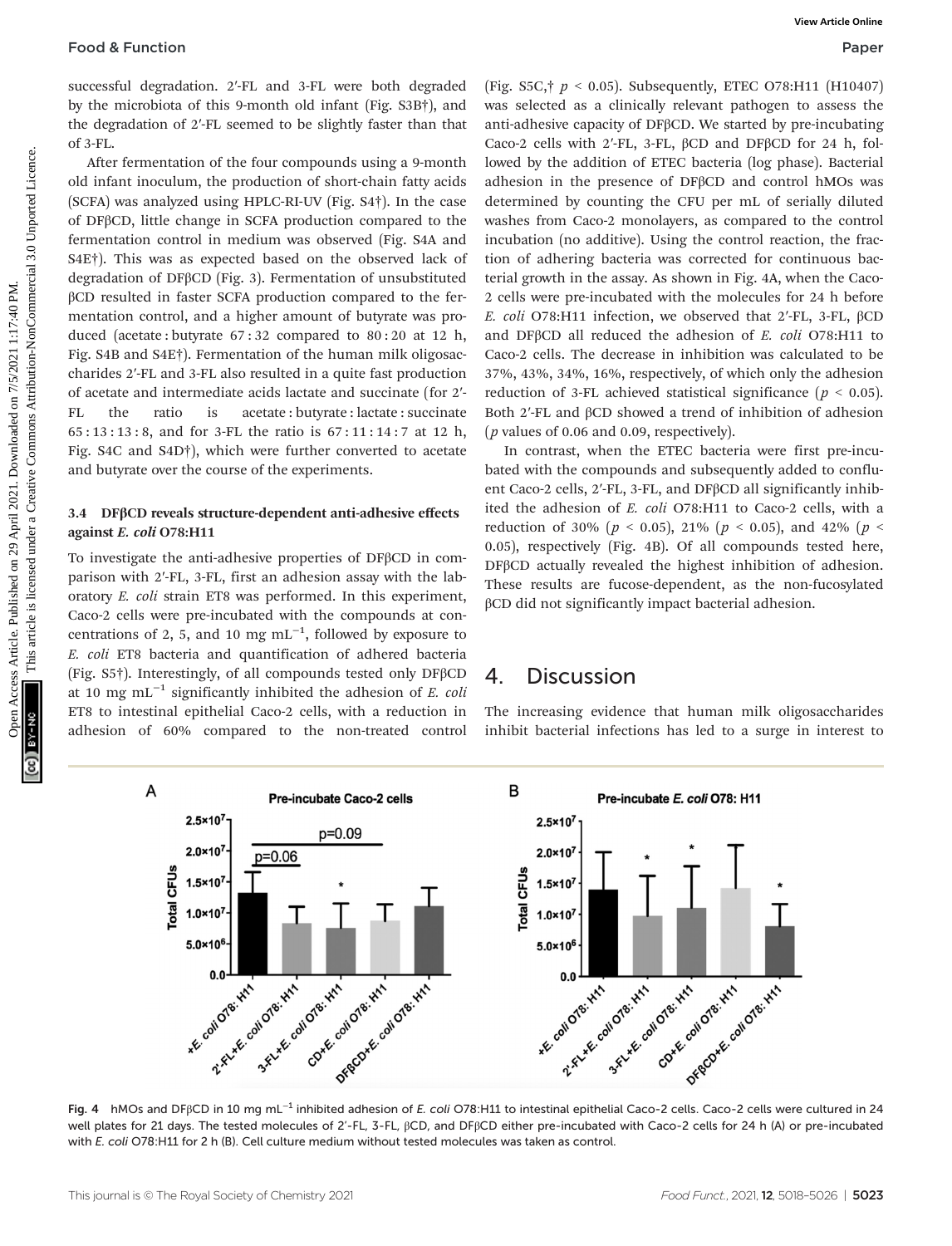successful degradation. 2′-FL and 3-FL were both degraded by the microbiota of this 9-month old infant (Fig. S3B†), and the degradation of 2′-FL seemed to be slightly faster than that of 3-FL.

After fermentation of the four compounds using a 9-month old infant inoculum, the production of short-chain fatty acids (SCFA) was analyzed using HPLC-RI-UV (Fig. S4†). In the case of DFβCD, little change in SCFA production compared to the fermentation control in medium was observed (Fig. S4A and S4E†). This was as expected based on the observed lack of degradation of DFβCD (Fig. 3). Fermentation of unsubstituted βCD resulted in faster SCFA production compared to the fermentation control, and a higher amount of butyrate was produced (acetate : butyrate 67 : 32 compared to 80 : 20 at 12 h, Fig. S4B and S4E†). Fermentation of the human milk oligosaccharides 2′-FL and 3-FL also resulted in a quite fast production of acetate and intermediate acids lactate and succinate (for 2′-FL the ratio is acetate : butyrate : lactate : succinate 65 : 13 : 13 : 8, and for 3-FL the ratio is 67 : 11 : 14 : 7 at 12 h, Fig. S4C and S4D†), which were further converted to acetate and butyrate over the course of the experiments.

### 3.4 DFβCD reveals structure-dependent anti-adhesive effects against *E. coli* O78:H11

To investigate the anti-adhesive properties of DFβCD in comparison with 2′-FL, 3-FL, first an adhesion assay with the laboratory *E. coli* strain ET8 was performed. In this experiment, Caco-2 cells were pre-incubated with the compounds at concentrations of 2, 5, and 10 mg $mL^{-1}$, followed by exposure to *E. coli* ET8 bacteria and quantification of adhered bacteria (Fig. S5†). Interestingly, of all compounds tested only DFβCD at 10 mg $mL^{-1}$ significantly inhibited the adhesion of *E. coli* ET8 to intestinal epithelial Caco-2 cells, with a reduction in adhesion of 60% compared to the non-treated control (Fig. S5C,† $p < 0.05$). Subsequently, ETEC O78:H11 (H10407) was selected as a clinically relevant pathogen to assess the anti-adhesive capacity of DFβCD. We started by pre-incubating Caco-2 cells with 2′-FL, 3-FL, βCD and DFβCD for 24 h, followed by the addition of ETEC bacteria (log phase). Bacterial adhesion in the presence of DFβCD and control hMOs was determined by counting the CFU per mL of serially diluted washes from Caco-2 monolayers, as compared to the control incubation (no additive). Using the control reaction, the fraction of adhering bacteria was corrected for continuous bacterial growth in the assay. As shown in Fig. 4A, when the Caco-2 cells were pre-incubated with the molecules for 24 h before *E. coli* O78:H11 infection, we observed that 2′-FL, 3-FL, βCD and DFβCD all reduced the adhesion of *E. coli* O78:H11 to Caco-2 cells. The decrease in inhibition was calculated to be 37%, 43%, 34%, 16%, respectively, of which only the adhesion reduction of 3-FL achieved statistical significance ($p < 0.05$). Both 2′-FL and βCD showed a trend of inhibition of adhesion ($p$ values of 0.06 and 0.09, respectively).

In contrast, when the ETEC bacteria were first pre-incubated with the compounds and subsequently added to confluent Caco-2 cells, 2′-FL, 3-FL, and DFβCD all significantly inhibited the adhesion of *E. coli* O78:H11 to Caco-2 cells, with a reduction of 30% ($p < 0.05$), 21% ($p < 0.05$), and 42% ($p < 0.05$), respectively (Fig. 4B). Of all compounds tested here, DFβCD actually revealed the highest inhibition of adhesion. These results are fucose-dependent, as the non-fucosylated βCD did not significantly impact bacterial adhesion.

## 4. Discussion

The increasing evidence that human milk oligosaccharides inhibit bacterial infections has led to a surge in interest to

Fig. 4 hMOs and DFβCD in 10 mg $mL^{-1}$ inhibited adhesion of *E. coli* O78:H11 to intestinal epithelial Caco-2 cells. Caco-2 cells were cultured in 24 well plates for 21 days. The tested molecules of 2′-FL, 3-FL, βCD, and DFβCD either pre-incubated with Caco-2 cells for 24 h (A) or pre-incubated with *E. coli* O78:H11 for 2 h (B). Cell culture medium without tested molecules was taken as control.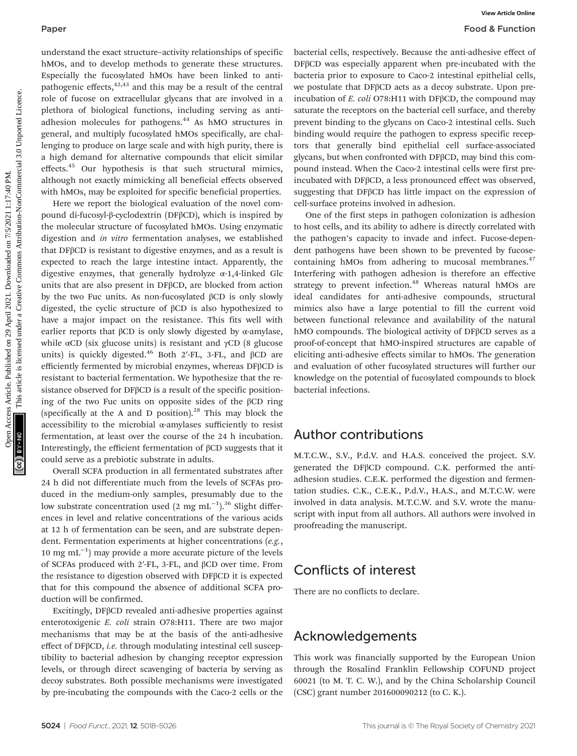understand the exact structure–activity relationships of specific hMOs, and to develop methods to generate these structures. Especially the fucosylated hMOs have been linked to anti-pathogenic effects,[42,43] and this may be a result of the central role of fucose on extracellular glycans that are involved in a plethora of biological functions, including serving as anti-adhesion molecules for pathogens.[44] As hMO structures in general, and multiply fucosylated hMOs specifically, are challenging to produce on large scale and with high purity, there is a high demand for alternative compounds that elicit similar effects.[45] Our hypothesis is that such structural mimics, although not exactly mimicking all beneficial effects observed with hMOs, may be exploited for specific beneficial properties.

Here we report the biological evaluation of the novel compound di-fucosyl-β-cyclodextrin (DFβCD), which is inspired by the molecular structure of fucosylated hMOs. Using enzymatic digestion and *in vitro* fermentation analyses, we established that DFβCD is resistant to digestive enzymes, and as a result is expected to reach the large intestine intact. Apparently, the digestive enzymes, that generally hydrolyze α-1,4-linked Glc units that are also present in DFβCD, are blocked from action by the two Fuc units. As non-fucosylated βCD is only slowly digested, the cyclic structure of βCD is also hypothesized to have a major impact on the resistance. This fits well with earlier reports that βCD is only slowly digested by α-amylase, while αCD (six glucose units) is resistant and γCD (8 glucose units) is quickly digested.[46] Both 2′-FL, 3-FL, and βCD are efficiently fermented by microbial enzymes, whereas DFβCD is resistant to bacterial fermentation. We hypothesize that the resistance observed for DFβCD is a result of the specific positioning of the two Fuc units on opposite sides of the βCD ring (specifically at the A and D position).[28] This may block the accessibility to the microbial α-amylases sufficiently to resist fermentation, at least over the course of the 24 h incubation. Interestingly, the efficient fermentation of βCD suggests that it could serve as a prebiotic substrate in adults.

Overall SCFA production in all fermentated substrates after 24 h did not differentiate much from the levels of SCFAs produced in the medium-only samples, presumably due to the low substrate concentration used (2 mg $mL^{-1}$).[36] Slight differences in level and relative concentrations of the various acids at 12 h of fermentation can be seen, and are substrate dependent. Fermentation experiments at higher concentrations (*e.g.*, 10 mg $mL^{-1}$) may provide a more accurate picture of the levels of SCFAs produced with 2′-FL, 3-FL, and βCD over time. From the resistance to digestion observed with DFβCD it is expected that for this compound the absence of additional SCFA production will be confirmed.

Excitingly, DFβCD revealed anti-adhesive properties against enterotoxigenic *E. coli* strain O78:H11. There are two major mechanisms that may be at the basis of the anti-adhesive effect of DFβCD, *i.e.* through modulating intestinal cell susceptibility to bacterial adhesion by changing receptor expression levels, or through direct scavenging of bacteria by serving as decoy substrates. Both possible mechanisms were investigated by pre-incubating the compounds with the Caco-2 cells or the bacterial cells, respectively. Because the anti-adhesive effect of DFβCD was especially apparent when pre-incubated with the bacteria prior to exposure to Caco-2 intestinal epithelial cells, we postulate that DFβCD acts as a decoy substrate. Upon pre-incubation of *E. coli* O78:H11 with DFβCD, the compound may saturate the receptors on the bacterial cell surface, and thereby prevent binding to the glycans on Caco-2 intestinal cells. Such binding would require the pathogen to express specific receptors that generally bind epithelial cell surface-associated glycans, but when confronted with DFβCD, may bind this compound instead. When the Caco-2 intestinal cells were first pre-incubated with DFβCD, a less pronounced effect was observed, suggesting that DFβCD has little impact on the expression of cell-surface proteins involved in adhesion.

One of the first steps in pathogen colonization is adhesion to host cells, and its ability to adhere is directly correlated with the pathogen's capacity to invade and infect. Fucose-dependent pathogens have been shown to be prevented by fucose-containing hMOs from adhering to mucosal membranes.[47] Interfering with pathogen adhesion is therefore an effective strategy to prevent infection.[48] Whereas natural hMOs are ideal candidates for anti-adhesive compounds, structural mimics also have a large potential to fill the current void between functional relevance and availability of the natural hMO compounds. The biological activity of DFβCD serves as a proof-of-concept that hMO-inspired structures are capable of eliciting anti-adhesive effects similar to hMOs. The generation and evaluation of other fucosylated structures will further our knowledge on the potential of fucosylated compounds to block bacterial infections.

## Author contributions

M.T.C.W., S.V., P.d.V. and H.A.S. conceived the project. S.V. generated the DFβCD compound. C.K. performed the anti-adhesion studies. C.E.K. performed the digestion and fermentation studies. C.K., C.E.K., P.d.V., H.A.S., and M.T.C.W. were involved in data analysis. M.T.C.W. and S.V. wrote the manuscript with input from all authors. All authors were involved in proofreading the manuscript.

## Conflicts of interest

There are no conflicts to declare.

## Acknowledgements

This work was financially supported by the European Union through the Rosalind Franklin Fellowship COFUND project 60021 (to M. T. C. W.), and by the China Scholarship Council (CSC) grant number 201600090212 (to C. K.).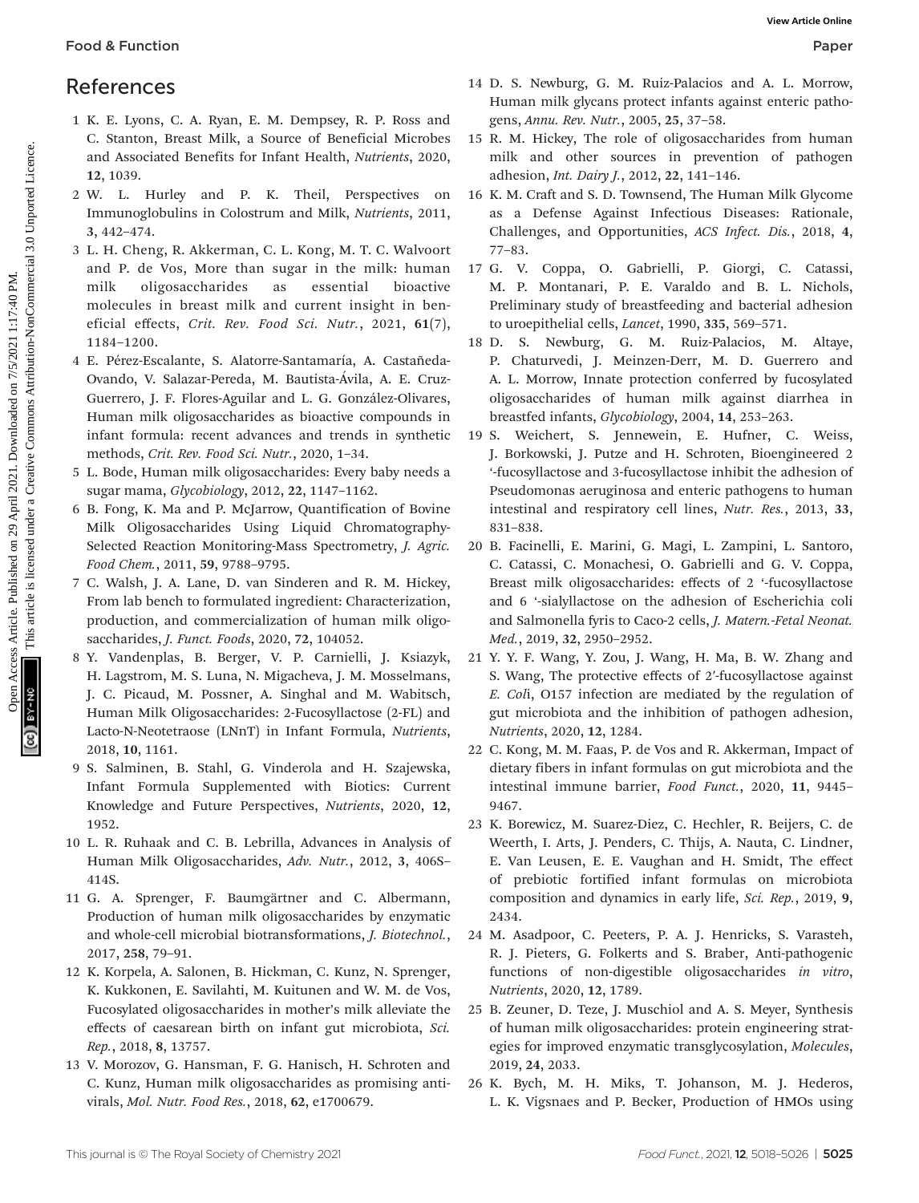## References

1 K. E. Lyons, C. A. Ryan, E. M. Dempsey, R. P. Ross and C. Stanton, Breast Milk, a Source of Beneficial Microbes and Associated Benefits for Infant Health, *Nutrients*, 2020, **12**, 1039.

2 W. L. Hurley and P. K. Theil, Perspectives on Immunoglobulins in Colostrum and Milk, *Nutrients*, 2011, **3**, 442–474.

3 L. H. Cheng, R. Akkerman, C. L. Kong, M. T. C. Walvoort and P. de Vos, More than sugar in the milk: human milk oligosaccharides as essential bioactive molecules in breast milk and current insight in beneficial effects, *Crit. Rev. Food Sci. Nutr.*, 2021, **61**(7), 1184–1200.

4 E. Pérez-Escalante, S. Alatorre-Santamaría, A. Castañeda-Ovando, V. Salazar-Pereda, M. Bautista-Ávila, A. E. Cruz-Guerrero, J. F. Flores-Aguilar and L. G. González-Olivares, Human milk oligosaccharides as bioactive compounds in infant formula: recent advances and trends in synthetic methods, *Crit. Rev. Food Sci. Nutr.*, 2020, 1–34.

5 L. Bode, Human milk oligosaccharides: Every baby needs a sugar mama, *Glycobiology*, 2012, **22**, 1147–1162.

6 B. Fong, K. Ma and P. McJarrow, Quantification of Bovine Milk Oligosaccharides Using Liquid Chromatography-Selected Reaction Monitoring-Mass Spectrometry, *J. Agric. Food Chem.*, 2011, **59**, 9788–9795.

7 C. Walsh, J. A. Lane, D. van Sinderen and R. M. Hickey, From lab bench to formulated ingredient: Characterization, production, and commercialization of human milk oligosaccharides, *J. Funct. Foods*, 2020, **72**, 104052.

8 Y. Vandenplas, B. Berger, V. P. Carnielli, J. Ksiazyk, H. Lagstrom, M. S. Luna, N. Migacheva, J. M. Mosselmans, J. C. Picaud, M. Possner, A. Singhal and M. Wabitsch, Human Milk Oligosaccharides: 2-Fucosyllactose (2-FL) and Lacto-N-Neotetraose (LNnT) in Infant Formula, *Nutrients*, 2018, **10**, 1161.

9 S. Salminen, B. Stahl, G. Vinderola and H. Szajewska, Infant Formula Supplemented with Biotics: Current Knowledge and Future Perspectives, *Nutrients*, 2020, **12**, 1952.

10 L. R. Ruhaak and C. B. Lebrilla, Advances in Analysis of Human Milk Oligosaccharides, *Adv. Nutr.*, 2012, **3**, 406S–414S.

11 G. A. Sprenger, F. Baumgärtner and C. Albermann, Production of human milk oligosaccharides by enzymatic and whole-cell microbial biotransformations, *J. Biotechnol.*, 2017, **258**, 79–91.

12 K. Korpela, A. Salonen, B. Hickman, C. Kunz, N. Sprenger, K. Kukkonen, E. Savilahti, M. Kuitunen and W. M. de Vos, Fucosylated oligosaccharides in mother's milk alleviate the effects of caesarean birth on infant gut microbiota, *Sci. Rep.*, 2018, **8**, 13757.

13 V. Morozov, G. Hansman, F. G. Hanisch, H. Schroten and C. Kunz, Human milk oligosaccharides as promising antivirals, *Mol. Nutr. Food Res.*, 2018, **62**, e1700679.

14 D. S. Newburg, G. M. Ruiz-Palacios and A. L. Morrow, Human milk glycans protect infants against enteric pathogens, *Annu. Rev. Nutr.*, 2005, **25**, 37–58.

15 R. M. Hickey, The role of oligosaccharides from human milk and other sources in prevention of pathogen adhesion, *Int. Dairy J.*, 2012, **22**, 141–146.

16 K. M. Craft and S. D. Townsend, The Human Milk Glycome as a Defense Against Infectious Diseases: Rationale, Challenges, and Opportunities, *ACS Infect. Dis.*, 2018, **4**, 77–83.

17 G. V. Coppa, O. Gabrielli, P. Giorgi, C. Catassi, M. P. Montanari, P. E. Varaldo and B. L. Nichols, Preliminary study of breastfeeding and bacterial adhesion to uroepithelial cells, *Lancet*, 1990, **335**, 569–571.

18 D. S. Newburg, G. M. Ruiz-Palacios, M. Altaye, P. Chaturvedi, J. Meinzen-Derr, M. D. Guerrero and A. L. Morrow, Innate protection conferred by fucosylated oligosaccharides of human milk against diarrhea in breastfed infants, *Glycobiology*, 2004, **14**, 253–263.

19 S. Weichert, S. Jennewein, E. Hufner, C. Weiss, J. Borkowski, J. Putze and H. Schroten, Bioengineered 2 '-fucosyllactose and 3-fucosyllactose inhibit the adhesion of Pseudomonas aeruginosa and enteric pathogens to human intestinal and respiratory cell lines, *Nutr. Res.*, 2013, **33**, 831–838.

20 B. Facinelli, E. Marini, G. Magi, L. Zampini, L. Santoro, C. Catassi, C. Monachesi, O. Gabrielli and G. V. Coppa, Breast milk oligosaccharides: effects of 2 '-fucosyllactose and 6 '-sialyllactose on the adhesion of Escherichia coli and Salmonella fyris to Caco-2 cells, *J. Matern.-Fetal Neonat. Med.*, 2019, **32**, 2950–2952.

21 Y. Y. F. Wang, Y. Zou, J. Wang, H. Ma, B. W. Zhang and S. Wang, The protective effects of 2′-fucosyllactose against *E. Col*i, O157 infection are mediated by the regulation of gut microbiota and the inhibition of pathogen adhesion, *Nutrients*, 2020, **12**, 1284.

22 C. Kong, M. M. Faas, P. de Vos and R. Akkerman, Impact of dietary fibers in infant formulas on gut microbiota and the intestinal immune barrier, *Food Funct.*, 2020, **11**, 9445–9467.

23 K. Borewicz, M. Suarez-Diez, C. Hechler, R. Beijers, C. de Weerth, I. Arts, J. Penders, C. Thijs, A. Nauta, C. Lindner, E. Van Leusen, E. E. Vaughan and H. Smidt, The effect of prebiotic fortified infant formulas on microbiota composition and dynamics in early life, *Sci. Rep.*, 2019, **9**, 2434.

24 M. Asadpoor, C. Peeters, P. A. J. Henricks, S. Varasteh, R. J. Pieters, G. Folkerts and S. Braber, Anti-pathogenic functions of non-digestible oligosaccharides *in vitro*, *Nutrients*, 2020, **12**, 1789.

25 B. Zeuner, D. Teze, J. Muschiol and A. S. Meyer, Synthesis of human milk oligosaccharides: protein engineering strategies for improved enzymatic transglycosylation, *Molecules*, 2019, **24**, 2033.

26 K. Bych, M. H. Miks, T. Johanson, M. J. Hederos, L. K. Vigsnaes and P. Becker, Production of HMOs using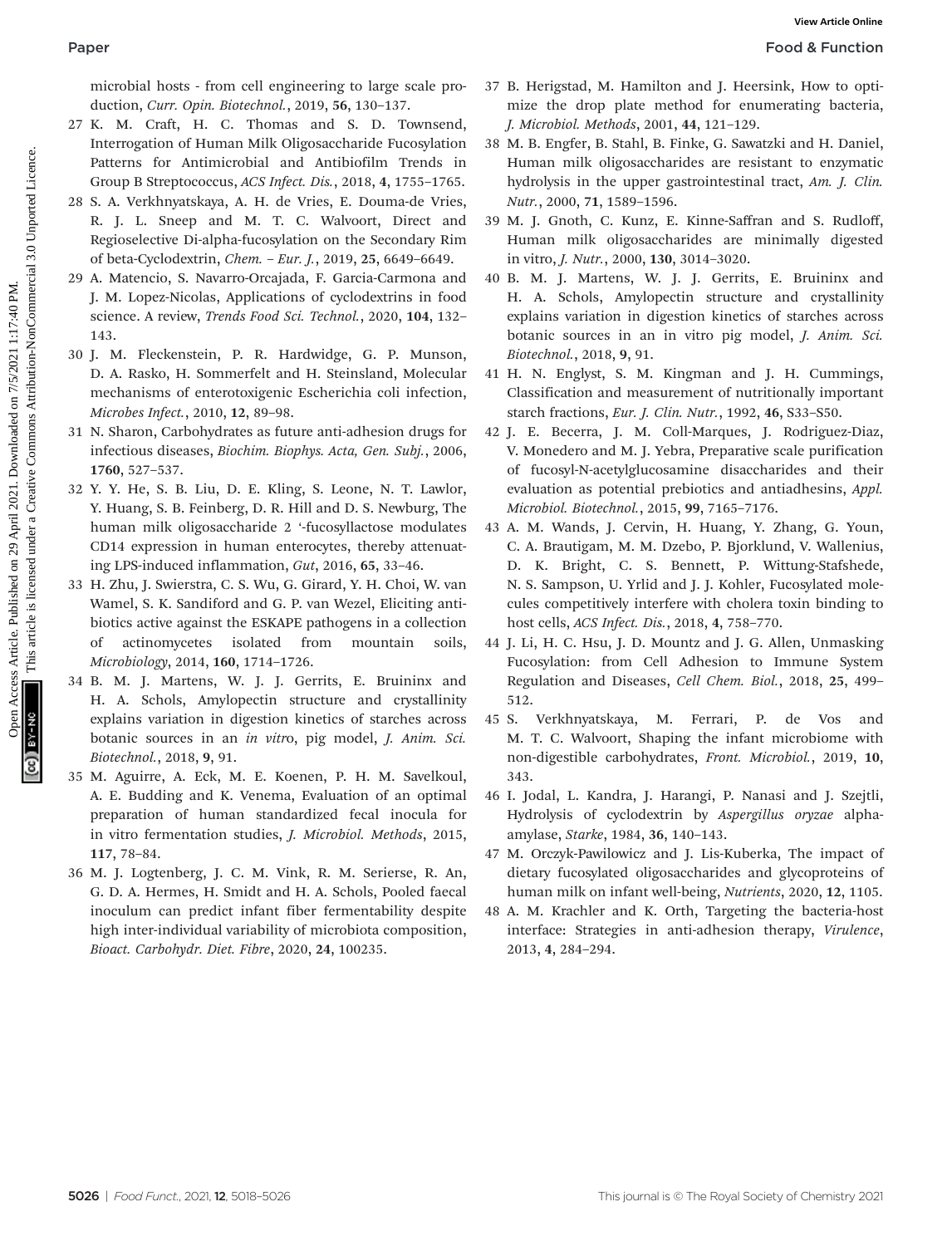microbial hosts - from cell engineering to large scale production, *Curr. Opin. Biotechnol.*, 2019, **56**, 130–137.

27 K. M. Craft, H. C. Thomas and S. D. Townsend, Interrogation of Human Milk Oligosaccharide Fucosylation Patterns for Antimicrobial and Antibiofilm Trends in Group B Streptococcus, *ACS Infect. Dis.*, 2018, **4**, 1755–1765.

28 S. A. Verkhnyatskaya, A. H. de Vries, E. Douma-de Vries, R. J. L. Sneep and M. T. C. Walvoort, Direct and Regioselective Di-alpha-fucosylation on the Secondary Rim of beta-Cyclodextrin, *Chem. – Eur. J.*, 2019, **25**, 6649–6649.

29 A. Matencio, S. Navarro-Orcajada, F. Garcia-Carmona and J. M. Lopez-Nicolas, Applications of cyclodextrins in food science. A review, *Trends Food Sci. Technol.*, 2020, **104**, 132–143.

30 J. M. Fleckenstein, P. R. Hardwidge, G. P. Munson, D. A. Rasko, H. Sommerfelt and H. Steinsland, Molecular mechanisms of enterotoxigenic Escherichia coli infection, *Microbes Infect.*, 2010, **12**, 89–98.

31 N. Sharon, Carbohydrates as future anti-adhesion drugs for infectious diseases, *Biochim. Biophys. Acta, Gen. Subj.*, 2006, **1760**, 527–537.

32 Y. Y. He, S. B. Liu, D. E. Kling, S. Leone, N. T. Lawlor, Y. Huang, S. B. Feinberg, D. R. Hill and D. S. Newburg, The human milk oligosaccharide 2 '-fucosyllactose modulates CD14 expression in human enterocytes, thereby attenuating LPS-induced inflammation, *Gut*, 2016, **65**, 33–46.

33 H. Zhu, J. Swierstra, C. S. Wu, G. Girard, Y. H. Choi, W. van Wamel, S. K. Sandiford and G. P. van Wezel, Eliciting antibiotics active against the ESKAPE pathogens in a collection of actinomycetes isolated from mountain soils, *Microbiology*, 2014, **160**, 1714–1726.

34 B. M. J. Martens, W. J. J. Gerrits, E. Bruininx and H. A. Schols, Amylopectin structure and crystallinity explains variation in digestion kinetics of starches across botanic sources in an *in vitro*, pig model, *J. Anim. Sci. Biotechnol.*, 2018, **9**, 91.

35 M. Aguirre, A. Eck, M. E. Koenen, P. H. M. Savelkoul, A. E. Budding and K. Venema, Evaluation of an optimal preparation of human standardized fecal inocula for in vitro fermentation studies, *J. Microbiol. Methods*, 2015, **117**, 78–84.

36 M. J. Logtenberg, J. C. M. Vink, R. M. Serierse, R. An, G. D. A. Hermes, H. Smidt and H. A. Schols, Pooled faecal inoculum can predict infant fiber fermentability despite high inter-individual variability of microbiota composition, *Bioact. Carbohydr. Diet. Fibre*, 2020, **24**, 100235.

37 B. Herigstad, M. Hamilton and J. Heersink, How to optimize the drop plate method for enumerating bacteria, *J. Microbiol. Methods*, 2001, **44**, 121–129.

38 M. B. Engfer, B. Stahl, B. Finke, G. Sawatzki and H. Daniel, Human milk oligosaccharides are resistant to enzymatic hydrolysis in the upper gastrointestinal tract, *Am. J. Clin. Nutr.*, 2000, **71**, 1589–1596.

39 M. J. Gnoth, C. Kunz, E. Kinne-Saffran and S. Rudloff, Human milk oligosaccharides are minimally digested in vitro, *J. Nutr.*, 2000, **130**, 3014–3020.

40 B. M. J. Martens, W. J. J. Gerrits, E. Bruininx and H. A. Schols, Amylopectin structure and crystallinity explains variation in digestion kinetics of starches across botanic sources in an in vitro pig model, *J. Anim. Sci. Biotechnol.*, 2018, **9**, 91.

41 H. N. Englyst, S. M. Kingman and J. H. Cummings, Classification and measurement of nutritionally important starch fractions, *Eur. J. Clin. Nutr.*, 1992, **46**, S33–S50.

42 J. E. Becerra, J. M. Coll-Marques, J. Rodriguez-Diaz, V. Monedero and M. J. Yebra, Preparative scale purification of fucosyl-N-acetylglucosamine disaccharides and their evaluation as potential prebiotics and antiadhesins, *Appl. Microbiol. Biotechnol.*, 2015, **99**, 7165–7176.

43 A. M. Wands, J. Cervin, H. Huang, Y. Zhang, G. Youn, C. A. Brautigam, M. M. Dzebo, P. Bjorklund, V. Wallenius, D. K. Bright, C. S. Bennett, P. Wittung-Stafshede, N. S. Sampson, U. Yrlid and J. J. Kohler, Fucosylated molecules competitively interfere with cholera toxin binding to host cells, *ACS Infect. Dis.*, 2018, **4**, 758–770.

44 J. Li, H. C. Hsu, J. D. Mountz and J. G. Allen, Unmasking Fucosylation: from Cell Adhesion to Immune System Regulation and Diseases, *Cell Chem. Biol.*, 2018, **25**, 499–512.

45 S. Verkhnyatskaya, M. Ferrari, P. de Vos and M. T. C. Walvoort, Shaping the infant microbiome with non-digestible carbohydrates, *Front. Microbiol.*, 2019, **10**, 343.

46 I. Jodal, L. Kandra, J. Harangi, P. Nanasi and J. Szejtli, Hydrolysis of cyclodextrin by *Aspergillus oryzae* alpha-amylase, *Starke*, 1984, **36**, 140–143.

47 M. Orczyk-Pawilowicz and J. Lis-Kuberka, The impact of dietary fucosylated oligosaccharides and glycoproteins of human milk on infant well-being, *Nutrients*, 2020, **12**, 1105.

48 A. M. Krachler and K. Orth, Targeting the bacteria-host interface: Strategies in anti-adhesion therapy, *Virulence*, 2013, **4**, 284–294.